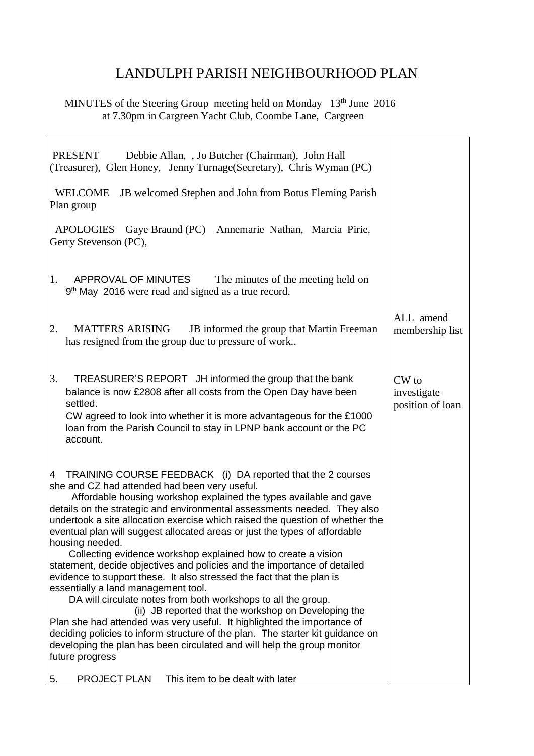# LANDULPH PARISH NEIGHBOURHOOD PLAN

MINUTES of the Steering Group meeting held on Monday 13th June 2016 at 7.30pm in Cargreen Yacht Club, Coombe Lane, Cargreen

| | |
|---|---|
| PRESENT Debbie Allan, , Jo Butcher (Chairman), John Hall (Treasurer), Glen Honey, Jenny Turnage(Secretary), Chris Wyman (PC)<br><br>WELCOME JB welcomed Stephen and John from Botus Fleming Parish Plan group<br><br>APOLOGIES Gaye Braund (PC) Annemarie Nathan, Marcia Pirie, Gerry Stevenson (PC), | |
| 1. APPROVAL OF MINUTES The minutes of the meeting held on 9th May 2016 were read and signed as a true record. | |
| 2. MATTERS ARISING JB informed the group that Martin Freeman has resigned from the group due to pressure of work.. | ALL amend membership list |
| 3. TREASURER'S REPORT JH informed the group that the bank balance is now £2808 after all costs from the Open Day have been settled.<br>CW agreed to look into whether it is more advantageous for the £1000 loan from the Parish Council to stay in LPNP bank account or the PC account. | CW to investigate position of loan |
| 4 TRAINING COURSE FEEDBACK (i) DA reported that the 2 courses she and CZ had attended had been very useful.<br>Affordable housing workshop explained the types available and gave details on the strategic and environmental assessments needed. They also undertook a site allocation exercise which raised the question of whether the eventual plan will suggest allocated areas or just the types of affordable housing needed.<br>Collecting evidence workshop explained how to create a vision statement, decide objectives and policies and the importance of detailed evidence to support these. It also stressed the fact that the plan is essentially a land management tool.<br>DA will circulate notes from both workshops to all the group.<br>(ii) JB reported that the workshop on Developing the Plan she had attended was very useful. It highlighted the importance of deciding policies to inform structure of the plan. The starter kit guidance on developing the plan has been circulated and will help the group monitor future progress<br><br>5. PROJECT PLAN This item to be dealt with later | |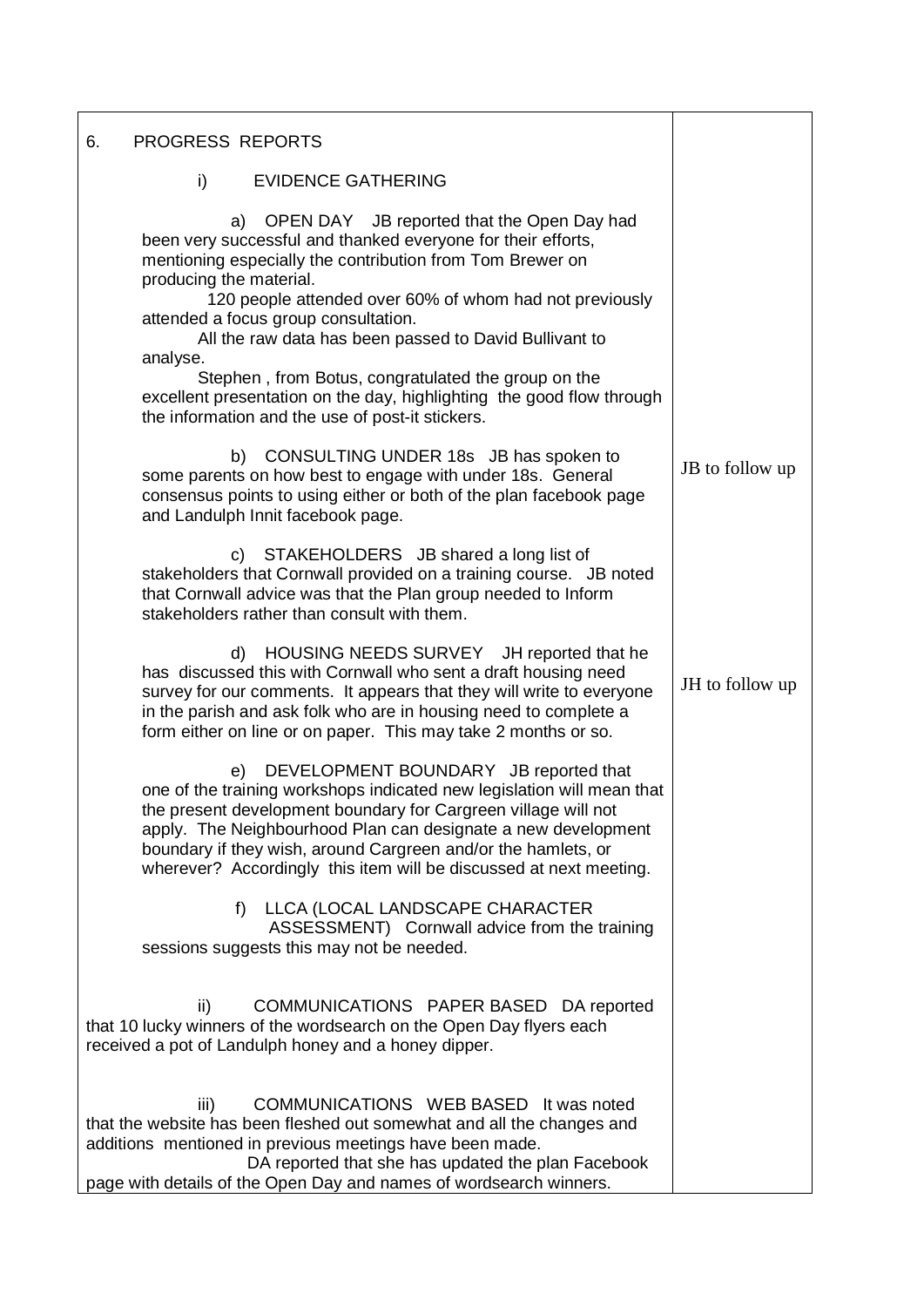| 6. PROGRESS REPORTS | |
|---|---|
| i) EVIDENCE GATHERING | |
| a) OPEN DAY JB reported that the Open Day had been very successful and thanked everyone for their efforts, mentioning especially the contribution from Tom Brewer on producing the material.<br>120 people attended over 60% of whom had not previously attended a focus group consultation.<br>All the raw data has been passed to David Bullivant to analyse.<br>Stephen , from Botus, congratulated the group on the excellent presentation on the day, highlighting the good flow through the information and the use of post-it stickers. | |
| b) CONSULTING UNDER 18s JB has spoken to some parents on how best to engage with under 18s. General consensus points to using either or both of the plan facebook page and Landulph Innit facebook page. | JB to follow up |
| c) STAKEHOLDERS JB shared a long list of stakeholders that Cornwall provided on a training course. JB noted that Cornwall advice was that the Plan group needed to Inform stakeholders rather than consult with them. | |
| d) HOUSING NEEDS SURVEY JH reported that he has discussed this with Cornwall who sent a draft housing need survey for our comments. It appears that they will write to everyone in the parish and ask folk who are in housing need to complete a form either on line or on paper. This may take 2 months or so. | JH to follow up |
| e) DEVELOPMENT BOUNDARY JB reported that one of the training workshops indicated new legislation will mean that the present development boundary for Cargreen village will not apply. The Neighbourhood Plan can designate a new development boundary if they wish, around Cargreen and/or the hamlets, or wherever? Accordingly this item will be discussed at next meeting. | |
| f) LLCA (LOCAL LANDSCAPE CHARACTER ASSESSMENT) Cornwall advice from the training sessions suggests this may not be needed. | |
| ii) COMMUNICATIONS PAPER BASED DA reported that 10 lucky winners of the wordsearch on the Open Day flyers each received a pot of Landulph honey and a honey dipper. | |
| iii) COMMUNICATIONS WEB BASED It was noted that the website has been fleshed out somewhat and all the changes and additions mentioned in previous meetings have been made.<br>DA reported that she has updated the plan Facebook page with details of the Open Day and names of wordsearch winners. | |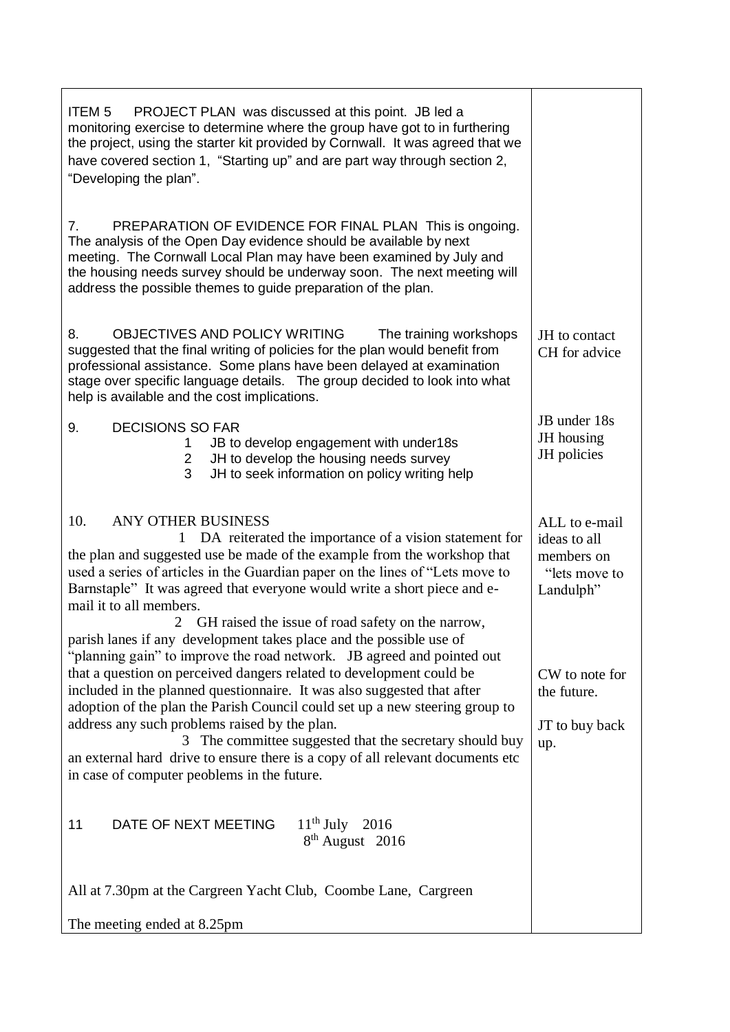| | |
|---|---|
| ITEM 5 PROJECT PLAN was discussed at this point. JB led a monitoring exercise to determine where the group have got to in furthering the project, using the starter kit provided by Cornwall. It was agreed that we have covered section 1, "Starting up" and are part way through section 2, "Developing the plan". | |
| 7. PREPARATION OF EVIDENCE FOR FINAL PLAN This is ongoing. The analysis of the Open Day evidence should be available by next meeting. The Cornwall Local Plan may have been examined by July and the housing needs survey should be underway soon. The next meeting will address the possible themes to guide preparation of the plan. | |
| 8. OBJECTIVES AND POLICY WRITING The training workshops suggested that the final writing of policies for the plan would benefit from professional assistance. Some plans have been delayed at examination stage over specific language details. The group decided to look into what help is available and the cost implications. | JH to contact CH for advice |
| 9. DECISIONS SO FAR<br>1 JB to develop engagement with under18s<br>2 JH to develop the housing needs survey<br>3 JH to seek information on policy writing help | JB under 18s<br>JH housing<br>JH policies |
| 10. ANY OTHER BUSINESS<br>1 DA reiterated the importance of a vision statement for the plan and suggested use be made of the example from the workshop that used a series of articles in the Guardian paper on the lines of "Lets move to Barnstaple" It was agreed that everyone would write a short piece and e-mail it to all members.<br>2 GH raised the issue of road safety on the narrow, parish lanes if any development takes place and the possible use of "planning gain" to improve the road network. JB agreed and pointed out that a question on perceived dangers related to development could be included in the planned questionnaire. It was also suggested that after adoption of the plan the Parish Council could set up a new steering group to address any such problems raised by the plan.<br>3 The committee suggested that the secretary should buy an external hard drive to ensure there is a copy of all relevant documents etc in case of computer peoblems in the future. | ALL to e-mail ideas to all members on "lets move to Landulph"<br><br>CW to note for the future.<br><br>JT to buy back up. |
| 11 DATE OF NEXT MEETING 11th July 2016<br>8th August 2016<br><br>All at 7.30pm at the Cargreen Yacht Club, Coombe Lane, Cargreen<br><br>The meeting ended at 8.25pm | |